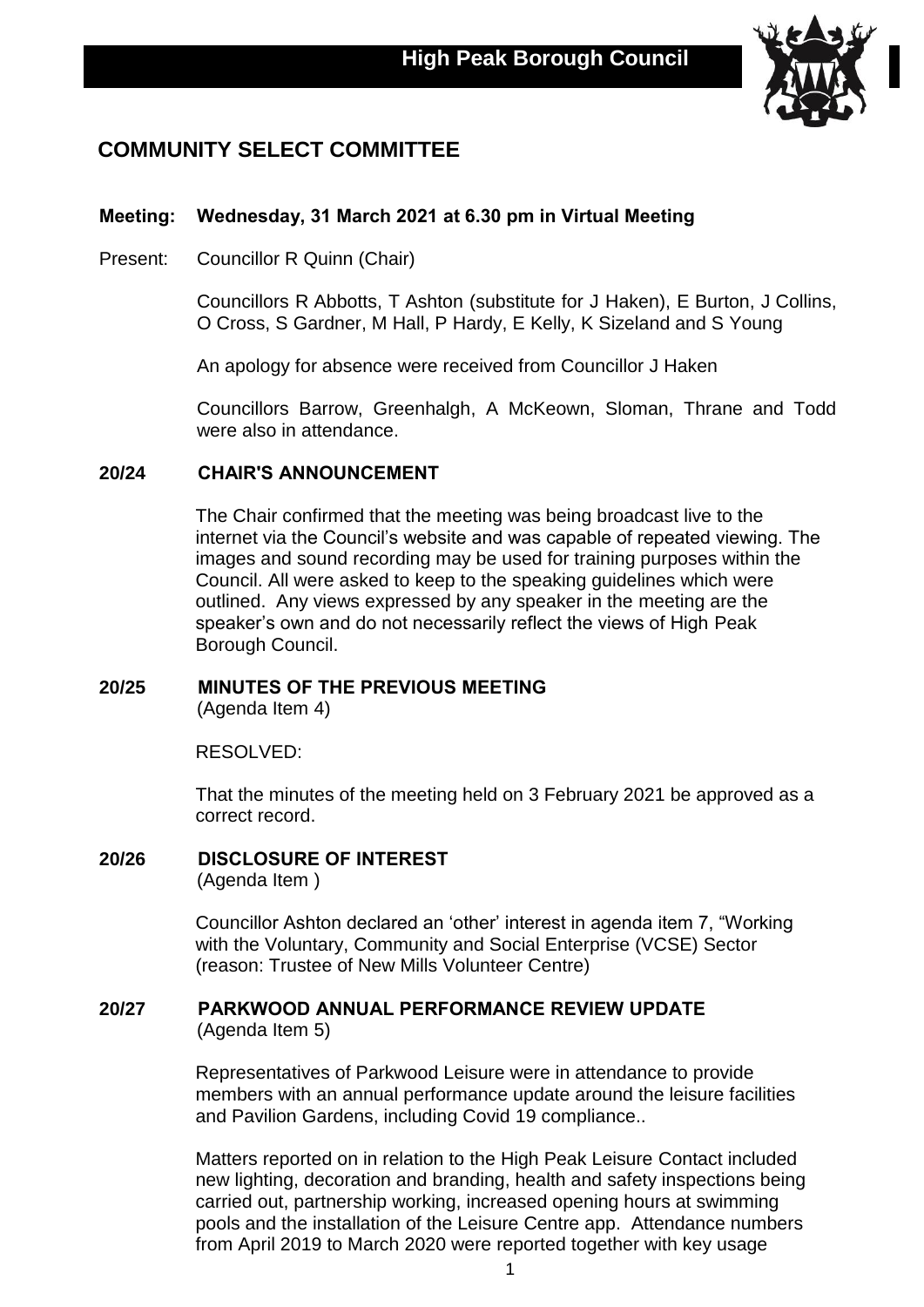**High Peak Borough Council**

# COMMUNITY SELECT COMMITTEE

**Meeting: Wednesday, 31 March 2021 at 6.30 pm in Virtual Meeting**

Present: Councillor R Quinn (Chair)

Councillors R Abbotts, T Ashton (substitute for J Haken), E Burton, J Collins, O Cross, S Gardner, M Hall, P Hardy, E Kelly, K Sizeland and S Young

An apology for absence were received from Councillor J Haken

Councillors Barrow, Greenhalgh, A McKeown, Sloman, Thrane and Todd were also in attendance.

## 20/24 CHAIR'S ANNOUNCEMENT

The Chair confirmed that the meeting was being broadcast live to the internet via the Council's website and was capable of repeated viewing. The images and sound recording may be used for training purposes within the Council. All were asked to keep to the speaking guidelines which were outlined. Any views expressed by any speaker in the meeting are the speaker's own and do not necessarily reflect the views of High Peak Borough Council.

## 20/25 MINUTES OF THE PREVIOUS MEETING

(Agenda Item 4)

RESOLVED:

That the minutes of the meeting held on 3 February 2021 be approved as a correct record.

## 20/26 DISCLOSURE OF INTEREST

(Agenda Item )

Councillor Ashton declared an 'other' interest in agenda item 7, "Working with the Voluntary, Community and Social Enterprise (VCSE) Sector (reason: Trustee of New Mills Volunteer Centre)

## 20/27 PARKWOOD ANNUAL PERFORMANCE REVIEW UPDATE

(Agenda Item 5)

Representatives of Parkwood Leisure were in attendance to provide members with an annual performance update around the leisure facilities and Pavilion Gardens, including Covid 19 compliance..

Matters reported on in relation to the High Peak Leisure Contact included new lighting, decoration and branding, health and safety inspections being carried out, partnership working, increased opening hours at swimming pools and the installation of the Leisure Centre app. Attendance numbers from April 2019 to March 2020 were reported together with key usage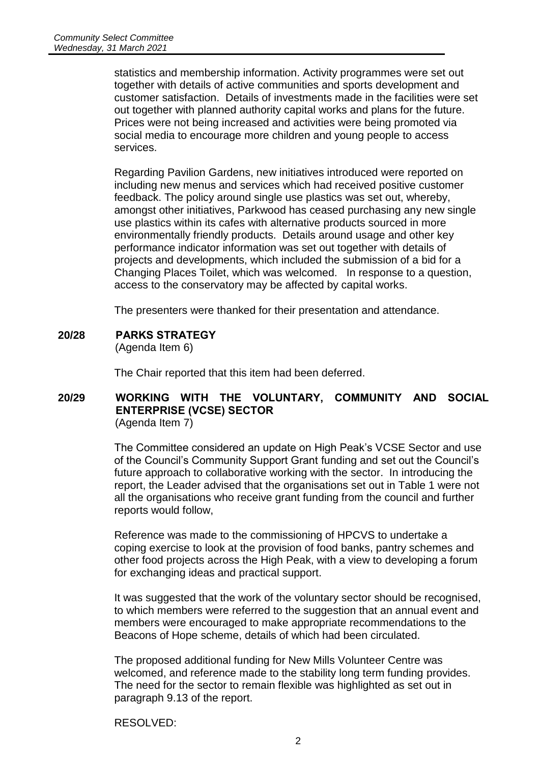statistics and membership information. Activity programmes were set out together with details of active communities and sports development and customer satisfaction. Details of investments made in the facilities were set out together with planned authority capital works and plans for the future. Prices were not being increased and activities were being promoted via social media to encourage more children and young people to access services.

Regarding Pavilion Gardens, new initiatives introduced were reported on including new menus and services which had received positive customer feedback. The policy around single use plastics was set out, whereby, amongst other initiatives, Parkwood has ceased purchasing any new single use plastics within its cafes with alternative products sourced in more environmentally friendly products. Details around usage and other key performance indicator information was set out together with details of projects and developments, which included the submission of a bid for a Changing Places Toilet, which was welcomed. In response to a question, access to the conservatory may be affected by capital works.

The presenters were thanked for their presentation and attendance.

## 20/28 PARKS STRATEGY

(Agenda Item 6)

The Chair reported that this item had been deferred.

## 20/29 WORKING WITH THE VOLUNTARY, COMMUNITY AND SOCIAL ENTERPRISE (VCSE) SECTOR

(Agenda Item 7)

The Committee considered an update on High Peak's VCSE Sector and use of the Council's Community Support Grant funding and set out the Council's future approach to collaborative working with the sector. In introducing the report, the Leader advised that the organisations set out in Table 1 were not all the organisations who receive grant funding from the council and further reports would follow,

Reference was made to the commissioning of HPCVS to undertake a coping exercise to look at the provision of food banks, pantry schemes and other food projects across the High Peak, with a view to developing a forum for exchanging ideas and practical support.

It was suggested that the work of the voluntary sector should be recognised, to which members were referred to the suggestion that an annual event and members were encouraged to make appropriate recommendations to the Beacons of Hope scheme, details of which had been circulated.

The proposed additional funding for New Mills Volunteer Centre was welcomed, and reference made to the stability long term funding provides. The need for the sector to remain flexible was highlighted as set out in paragraph 9.13 of the report.

RESOLVED: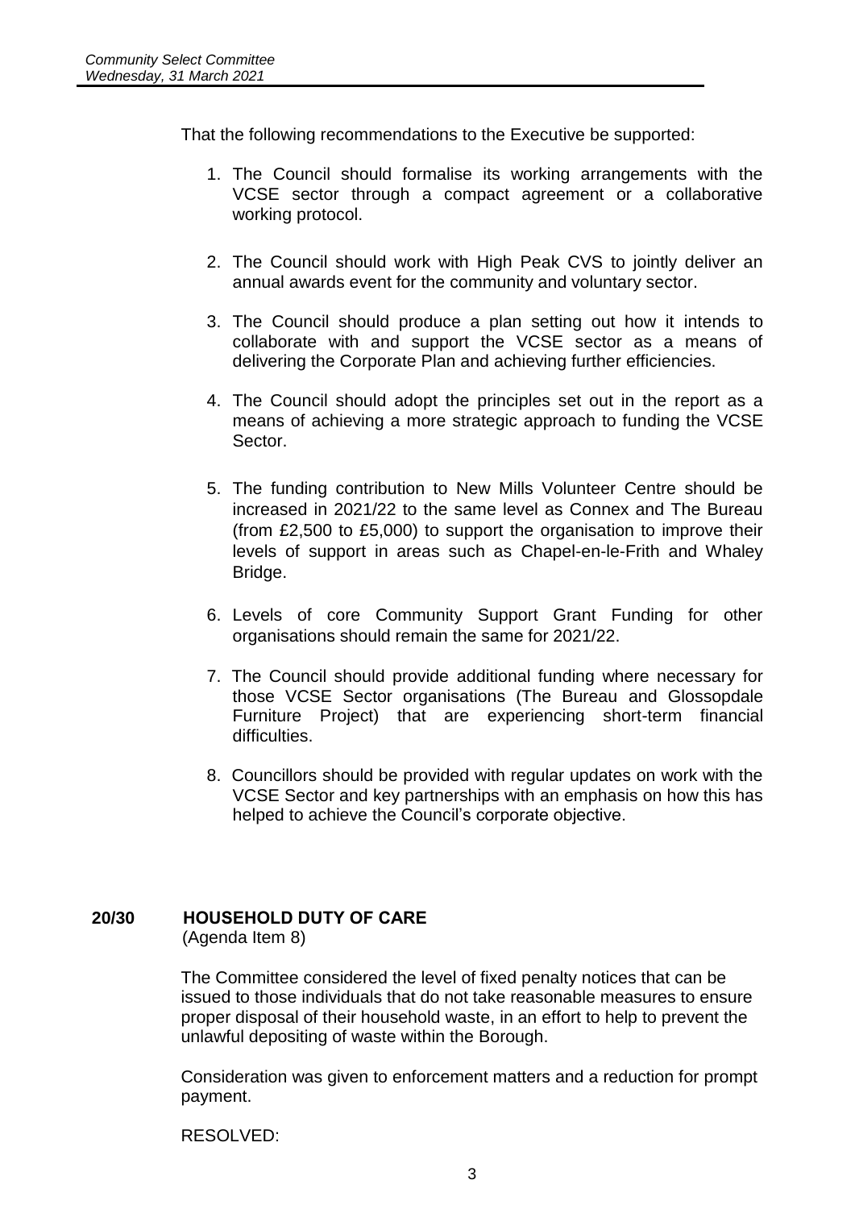That the following recommendations to the Executive be supported:

1. The Council should formalise its working arrangements with the VCSE sector through a compact agreement or a collaborative working protocol.

2. The Council should work with High Peak CVS to jointly deliver an annual awards event for the community and voluntary sector.

3. The Council should produce a plan setting out how it intends to collaborate with and support the VCSE sector as a means of delivering the Corporate Plan and achieving further efficiencies.

4. The Council should adopt the principles set out in the report as a means of achieving a more strategic approach to funding the VCSE Sector.

5. The funding contribution to New Mills Volunteer Centre should be increased in 2021/22 to the same level as Connex and The Bureau (from £2,500 to £5,000) to support the organisation to improve their levels of support in areas such as Chapel-en-le-Frith and Whaley Bridge.

6. Levels of core Community Support Grant Funding for other organisations should remain the same for 2021/22.

7. The Council should provide additional funding where necessary for those VCSE Sector organisations (The Bureau and Glossopdale Furniture Project) that are experiencing short-term financial difficulties.

8. Councillors should be provided with regular updates on work with the VCSE Sector and key partnerships with an emphasis on how this has helped to achieve the Council's corporate objective.

## 20/30 HOUSEHOLD DUTY OF CARE

(Agenda Item 8)

The Committee considered the level of fixed penalty notices that can be issued to those individuals that do not take reasonable measures to ensure proper disposal of their household waste, in an effort to help to prevent the unlawful depositing of waste within the Borough.

Consideration was given to enforcement matters and a reduction for prompt payment.

RESOLVED: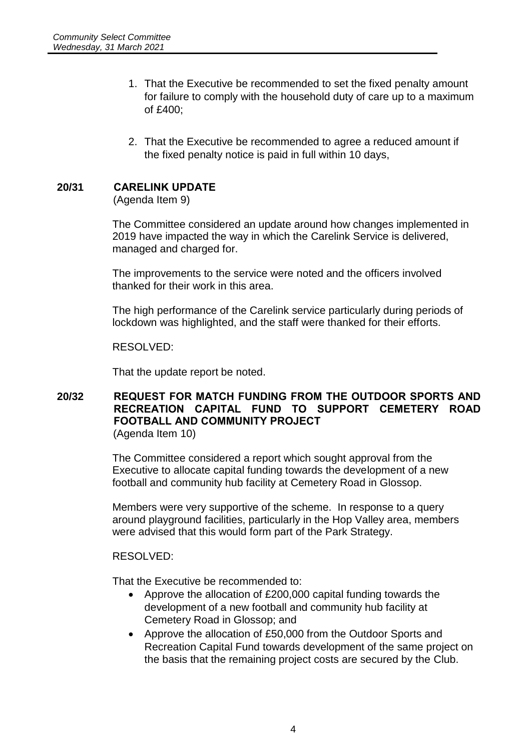1. That the Executive be recommended to set the fixed penalty amount for failure to comply with the household duty of care up to a maximum of £400;

2. That the Executive be recommended to agree a reduced amount if the fixed penalty notice is paid in full within 10 days,

## 20/31 CARELINK UPDATE

(Agenda Item 9)

The Committee considered an update around how changes implemented in 2019 have impacted the way in which the Carelink Service is delivered, managed and charged for.

The improvements to the service were noted and the officers involved thanked for their work in this area.

The high performance of the Carelink service particularly during periods of lockdown was highlighted, and the staff were thanked for their efforts.

RESOLVED:

That the update report be noted.

## 20/32 REQUEST FOR MATCH FUNDING FROM THE OUTDOOR SPORTS AND RECREATION CAPITAL FUND TO SUPPORT CEMETERY ROAD FOOTBALL AND COMMUNITY PROJECT

(Agenda Item 10)

The Committee considered a report which sought approval from the Executive to allocate capital funding towards the development of a new football and community hub facility at Cemetery Road in Glossop.

Members were very supportive of the scheme. In response to a query around playground facilities, particularly in the Hop Valley area, members were advised that this would form part of the Park Strategy.

RESOLVED:

That the Executive be recommended to:

- Approve the allocation of £200,000 capital funding towards the development of a new football and community hub facility at Cemetery Road in Glossop; and
- Approve the allocation of £50,000 from the Outdoor Sports and Recreation Capital Fund towards development of the same project on the basis that the remaining project costs are secured by the Club.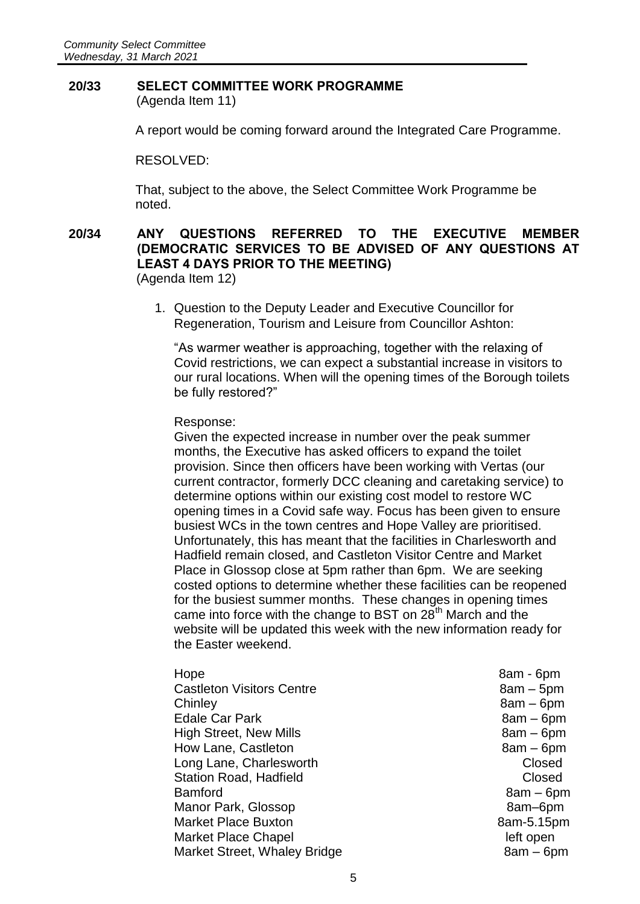## 20/33 SELECT COMMITTEE WORK PROGRAMME

(Agenda Item 11)

A report would be coming forward around the Integrated Care Programme.

RESOLVED:

That, subject to the above, the Select Committee Work Programme be noted.

## 20/34 ANY QUESTIONS REFERRED TO THE EXECUTIVE MEMBER (DEMOCRATIC SERVICES TO BE ADVISED OF ANY QUESTIONS AT LEAST 4 DAYS PRIOR TO THE MEETING)

(Agenda Item 12)

1. Question to the Deputy Leader and Executive Councillor for Regeneration, Tourism and Leisure from Councillor Ashton:

   "As warmer weather is approaching, together with the relaxing of Covid restrictions, we can expect a substantial increase in visitors to our rural locations. When will the opening times of the Borough toilets be fully restored?"

   Response:
   Given the expected increase in number over the peak summer months, the Executive has asked officers to expand the toilet provision. Since then officers have been working with Vertas (our current contractor, formerly DCC cleaning and caretaking service) to determine options within our existing cost model to restore WC opening times in a Covid safe way. Focus has been given to ensure busiest WCs in the town centres and Hope Valley are prioritised. Unfortunately, this has meant that the facilities in Charlesworth and Hadfield remain closed, and Castleton Visitor Centre and Market Place in Glossop close at 5pm rather than 6pm. We are seeking costed options to determine whether these facilities can be reopened for the busiest summer months. These changes in opening times came into force with the change to BST on 28th March and the website will be updated this week with the new information ready for the Easter weekend.

| | |
|---|---|
| Hope | 8am - 6pm |
| Castleton Visitors Centre | 8am – 5pm |
| Chinley | 8am – 6pm |
| Edale Car Park | 8am – 6pm |
| High Street, New Mills | 8am – 6pm |
| How Lane, Castleton | 8am – 6pm |
| Long Lane, Charlesworth | Closed |
| Station Road, Hadfield | Closed |
| Bamford | 8am – 6pm |
| Manor Park, Glossop | 8am–6pm |
| Market Place Buxton | 8am-5.15pm |
| Market Place Chapel | left open |
| Market Street, Whaley Bridge | 8am – 6pm |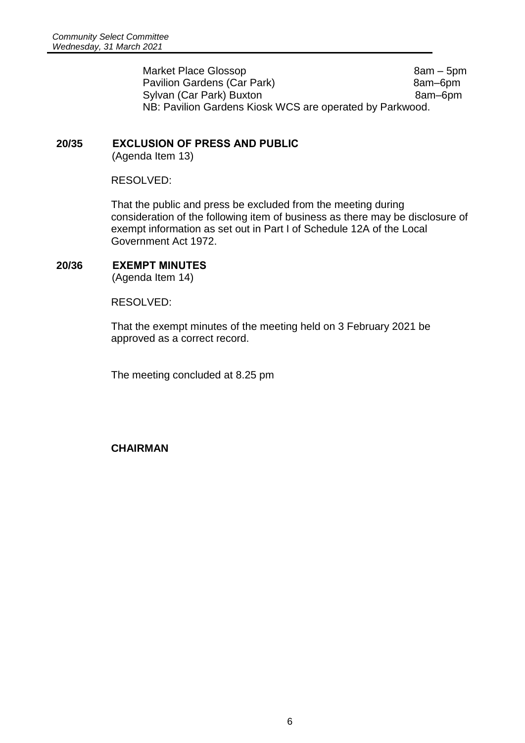| | |
|---|---|
| Market Place Glossop | 8am – 5pm |
| Pavilion Gardens (Car Park) | 8am–6pm |
| Sylvan (Car Park) Buxton | 8am–6pm |

NB: Pavilion Gardens Kiosk WCS are operated by Parkwood.

## 20/35 EXCLUSION OF PRESS AND PUBLIC

(Agenda Item 13)

RESOLVED:

That the public and press be excluded from the meeting during consideration of the following item of business as there may be disclosure of exempt information as set out in Part I of Schedule 12A of the Local Government Act 1972.

## 20/36 EXEMPT MINUTES

(Agenda Item 14)

RESOLVED:

That the exempt minutes of the meeting held on 3 February 2021 be approved as a correct record.

The meeting concluded at 8.25 pm

**CHAIRMAN**